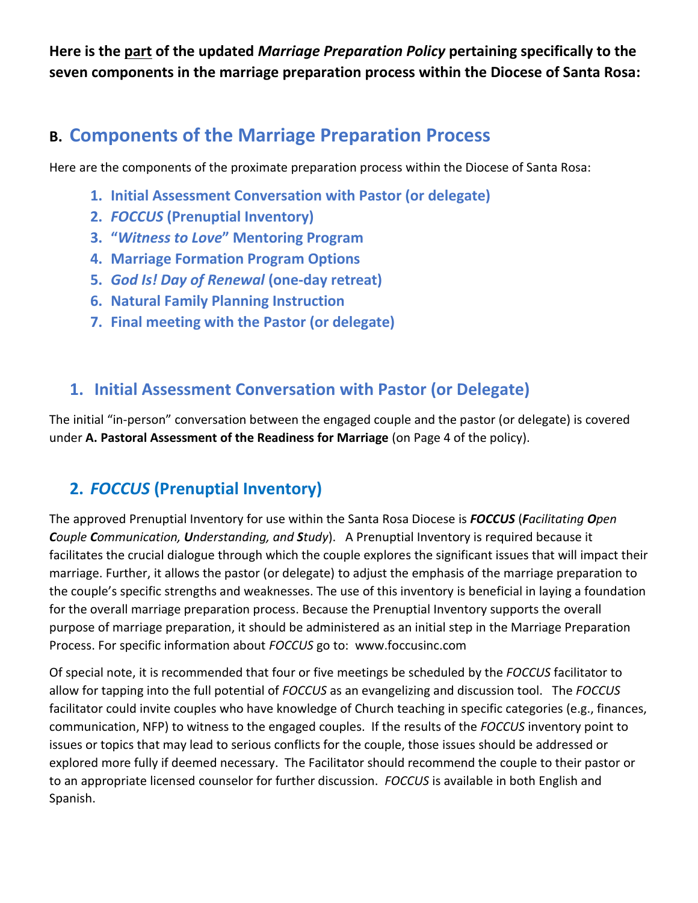**Here is the <u>part</u> of the updated *Marriage Preparation Policy* pertaining specifically to the seven components in the marriage preparation process within the Diocese of Santa Rosa:**

## B. Components of the Marriage Preparation Process

Here are the components of the proximate preparation process within the Diocese of Santa Rosa:

1. **Initial Assessment Conversation with Pastor (or delegate)**
2. ***FOCCUS* (Prenuptial Inventory)**
3. **"*Witness to Love*" Mentoring Program**
4. **Marriage Formation Program Options**
5. ***God Is! Day of Renewal* (one-day retreat)**
6. **Natural Family Planning Instruction**
7. **Final meeting with the Pastor (or delegate)**

### 1. Initial Assessment Conversation with Pastor (or Delegate)

The initial "in-person" conversation between the engaged couple and the pastor (or delegate) is covered under **A. Pastoral Assessment of the Readiness for Marriage** (on Page 4 of the policy).

### 2. *FOCCUS* (Prenuptial Inventory)

The approved Prenuptial Inventory for use within the Santa Rosa Diocese is ***FOCCUS*** (***F****acilitating* ***O****pen* ***C****ouple* ***C****ommunication,* ***U****nderstanding, and* ***S****tudy*). A Prenuptial Inventory is required because it facilitates the crucial dialogue through which the couple explores the significant issues that will impact their marriage. Further, it allows the pastor (or delegate) to adjust the emphasis of the marriage preparation to the couple's specific strengths and weaknesses. The use of this inventory is beneficial in laying a foundation for the overall marriage preparation process. Because the Prenuptial Inventory supports the overall purpose of marriage preparation, it should be administered as an initial step in the Marriage Preparation Process. For specific information about *FOCCUS* go to: www.foccusinc.com

Of special note, it is recommended that four or five meetings be scheduled by the *FOCCUS* facilitator to allow for tapping into the full potential of *FOCCUS* as an evangelizing and discussion tool. The *FOCCUS* facilitator could invite couples who have knowledge of Church teaching in specific categories (e.g., finances, communication, NFP) to witness to the engaged couples. If the results of the *FOCCUS* inventory point to issues or topics that may lead to serious conflicts for the couple, those issues should be addressed or explored more fully if deemed necessary. The Facilitator should recommend the couple to their pastor or to an appropriate licensed counselor for further discussion. *FOCCUS* is available in both English and Spanish.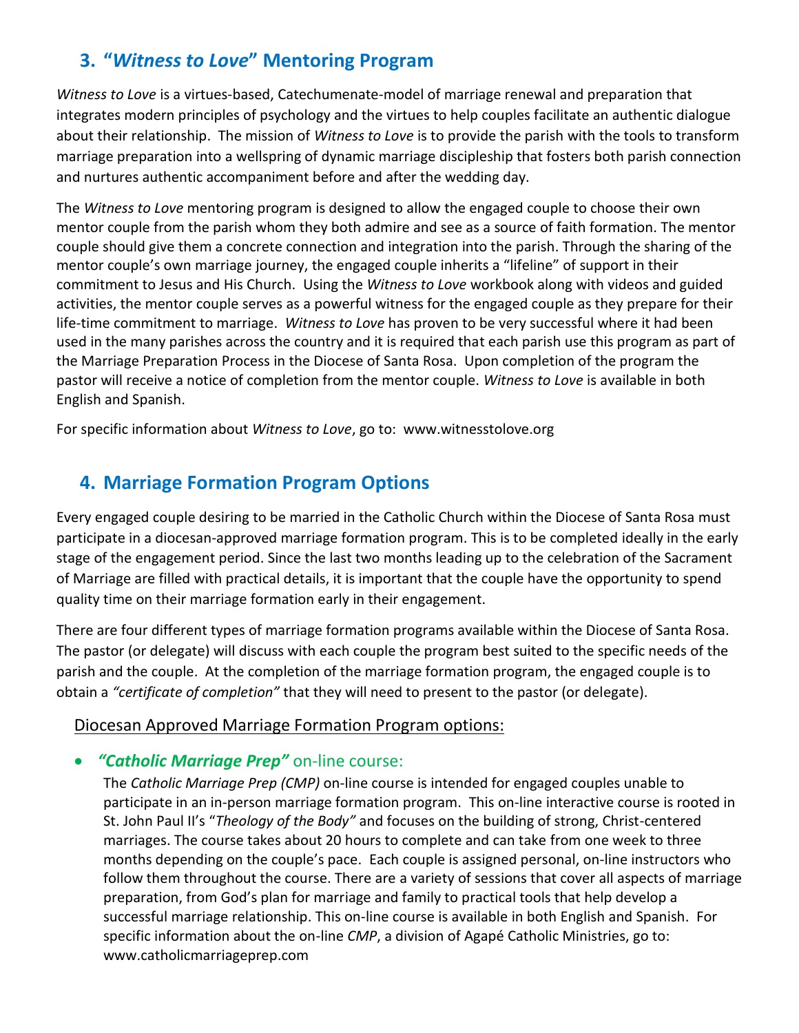## 3. "*Witness to Love*" Mentoring Program

*Witness to Love* is a virtues-based, Catechumenate-model of marriage renewal and preparation that integrates modern principles of psychology and the virtues to help couples facilitate an authentic dialogue about their relationship. The mission of *Witness to Love* is to provide the parish with the tools to transform marriage preparation into a wellspring of dynamic marriage discipleship that fosters both parish connection and nurtures authentic accompaniment before and after the wedding day.

The *Witness to Love* mentoring program is designed to allow the engaged couple to choose their own mentor couple from the parish whom they both admire and see as a source of faith formation. The mentor couple should give them a concrete connection and integration into the parish. Through the sharing of the mentor couple's own marriage journey, the engaged couple inherits a "lifeline" of support in their commitment to Jesus and His Church. Using the *Witness to Love* workbook along with videos and guided activities, the mentor couple serves as a powerful witness for the engaged couple as they prepare for their life-time commitment to marriage. *Witness to Love* has proven to be very successful where it had been used in the many parishes across the country and it is required that each parish use this program as part of the Marriage Preparation Process in the Diocese of Santa Rosa. Upon completion of the program the pastor will receive a notice of completion from the mentor couple. *Witness to Love* is available in both English and Spanish.

For specific information about *Witness to Love*, go to: www.witnesstolove.org

## 4. Marriage Formation Program Options

Every engaged couple desiring to be married in the Catholic Church within the Diocese of Santa Rosa must participate in a diocesan-approved marriage formation program. This is to be completed ideally in the early stage of the engagement period. Since the last two months leading up to the celebration of the Sacrament of Marriage are filled with practical details, it is important that the couple have the opportunity to spend quality time on their marriage formation early in their engagement.

There are four different types of marriage formation programs available within the Diocese of Santa Rosa. The pastor (or delegate) will discuss with each couple the program best suited to the specific needs of the parish and the couple. At the completion of the marriage formation program, the engaged couple is to obtain a *"certificate of completion"* that they will need to present to the pastor (or delegate).

Diocesan Approved Marriage Formation Program options:

- ***"Catholic Marriage Prep"*** on-line course:

  The *Catholic Marriage Prep (CMP)* on-line course is intended for engaged couples unable to participate in an in-person marriage formation program. This on-line interactive course is rooted in St. John Paul II's "*Theology of the Body"* and focuses on the building of strong, Christ-centered marriages. The course takes about 20 hours to complete and can take from one week to three months depending on the couple's pace. Each couple is assigned personal, on-line instructors who follow them throughout the course. There are a variety of sessions that cover all aspects of marriage preparation, from God's plan for marriage and family to practical tools that help develop a successful marriage relationship. This on-line course is available in both English and Spanish. For specific information about the on-line *CMP*, a division of Agapé Catholic Ministries, go to: www.catholicmarriageprep.com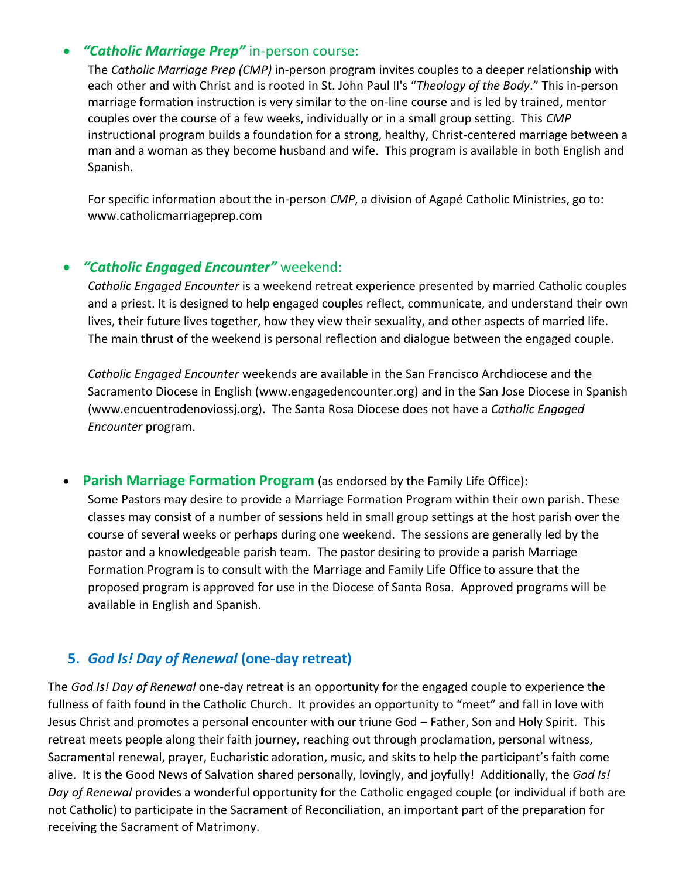- ***"Catholic Marriage Prep"*** in-person course:

  The *Catholic Marriage Prep (CMP)* in-person program invites couples to a deeper relationship with each other and with Christ and is rooted in St. John Paul II's "*Theology of the Body*." This in-person marriage formation instruction is very similar to the on-line course and is led by trained, mentor couples over the course of a few weeks, individually or in a small group setting. This *CMP* instructional program builds a foundation for a strong, healthy, Christ-centered marriage between a man and a woman as they become husband and wife. This program is available in both English and Spanish.

  For specific information about the in-person *CMP*, a division of Agapé Catholic Ministries, go to: www.catholicmarriageprep.com

- ***"Catholic Engaged Encounter"*** weekend:

  *Catholic Engaged Encounter* is a weekend retreat experience presented by married Catholic couples and a priest. It is designed to help engaged couples reflect, communicate, and understand their own lives, their future lives together, how they view their sexuality, and other aspects of married life. The main thrust of the weekend is personal reflection and dialogue between the engaged couple.

  *Catholic Engaged Encounter* weekends are available in the San Francisco Archdiocese and the Sacramento Diocese in English (www.engagedencounter.org) and in the San Jose Diocese in Spanish (www.encuentrodenoviossj.org). The Santa Rosa Diocese does not have a *Catholic Engaged Encounter* program.

- **Parish Marriage Formation Program** (as endorsed by the Family Life Office):

  Some Pastors may desire to provide a Marriage Formation Program within their own parish. These classes may consist of a number of sessions held in small group settings at the host parish over the course of several weeks or perhaps during one weekend. The sessions are generally led by the pastor and a knowledgeable parish team. The pastor desiring to provide a parish Marriage Formation Program is to consult with the Marriage and Family Life Office to assure that the proposed program is approved for use in the Diocese of Santa Rosa. Approved programs will be available in English and Spanish.

## 5. *God Is! Day of Renewal* (one-day retreat)

The *God Is! Day of Renewal* one-day retreat is an opportunity for the engaged couple to experience the fullness of faith found in the Catholic Church. It provides an opportunity to "meet" and fall in love with Jesus Christ and promotes a personal encounter with our triune God – Father, Son and Holy Spirit. This retreat meets people along their faith journey, reaching out through proclamation, personal witness, Sacramental renewal, prayer, Eucharistic adoration, music, and skits to help the participant's faith come alive. It is the Good News of Salvation shared personally, lovingly, and joyfully! Additionally, the *God Is! Day of Renewal* provides a wonderful opportunity for the Catholic engaged couple (or individual if both are not Catholic) to participate in the Sacrament of Reconciliation, an important part of the preparation for receiving the Sacrament of Matrimony.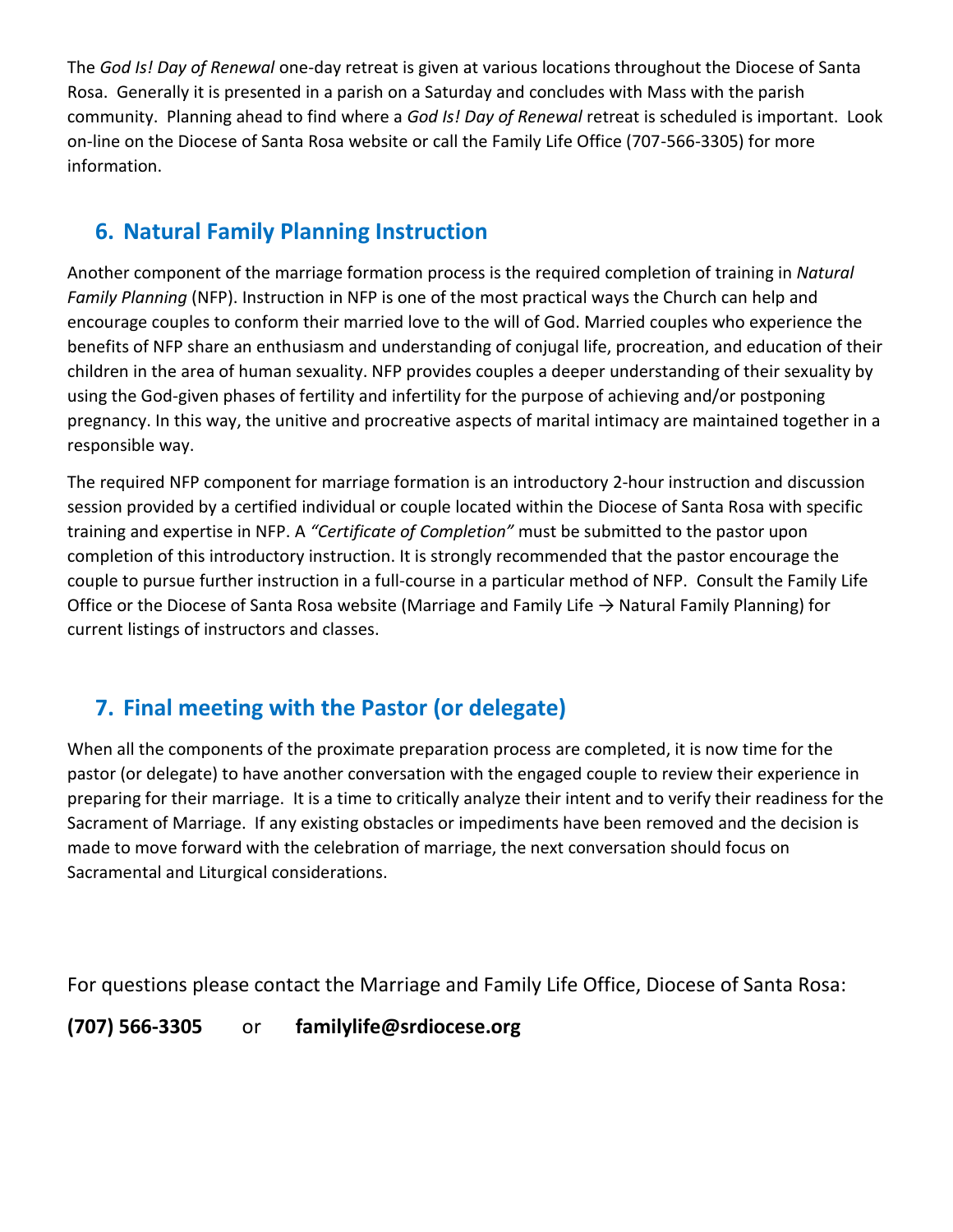The *God Is! Day of Renewal* one-day retreat is given at various locations throughout the Diocese of Santa Rosa. Generally it is presented in a parish on a Saturday and concludes with Mass with the parish community. Planning ahead to find where a *God Is! Day of Renewal* retreat is scheduled is important. Look on-line on the Diocese of Santa Rosa website or call the Family Life Office (707-566-3305) for more information.

## 6. Natural Family Planning Instruction

Another component of the marriage formation process is the required completion of training in *Natural Family Planning* (NFP). Instruction in NFP is one of the most practical ways the Church can help and encourage couples to conform their married love to the will of God. Married couples who experience the benefits of NFP share an enthusiasm and understanding of conjugal life, procreation, and education of their children in the area of human sexuality. NFP provides couples a deeper understanding of their sexuality by using the God-given phases of fertility and infertility for the purpose of achieving and/or postponing pregnancy. In this way, the unitive and procreative aspects of marital intimacy are maintained together in a responsible way.

The required NFP component for marriage formation is an introductory 2-hour instruction and discussion session provided by a certified individual or couple located within the Diocese of Santa Rosa with specific training and expertise in NFP. A *"Certificate of Completion"* must be submitted to the pastor upon completion of this introductory instruction. It is strongly recommended that the pastor encourage the couple to pursue further instruction in a full-course in a particular method of NFP. Consult the Family Life Office or the Diocese of Santa Rosa website (Marriage and Family Life → Natural Family Planning) for current listings of instructors and classes.

## 7. Final meeting with the Pastor (or delegate)

When all the components of the proximate preparation process are completed, it is now time for the pastor (or delegate) to have another conversation with the engaged couple to review their experience in preparing for their marriage. It is a time to critically analyze their intent and to verify their readiness for the Sacrament of Marriage. If any existing obstacles or impediments have been removed and the decision is made to move forward with the celebration of marriage, the next conversation should focus on Sacramental and Liturgical considerations.

For questions please contact the Marriage and Family Life Office, Diocese of Santa Rosa:

**(707) 566-3305** or **familylife@srdiocese.org**